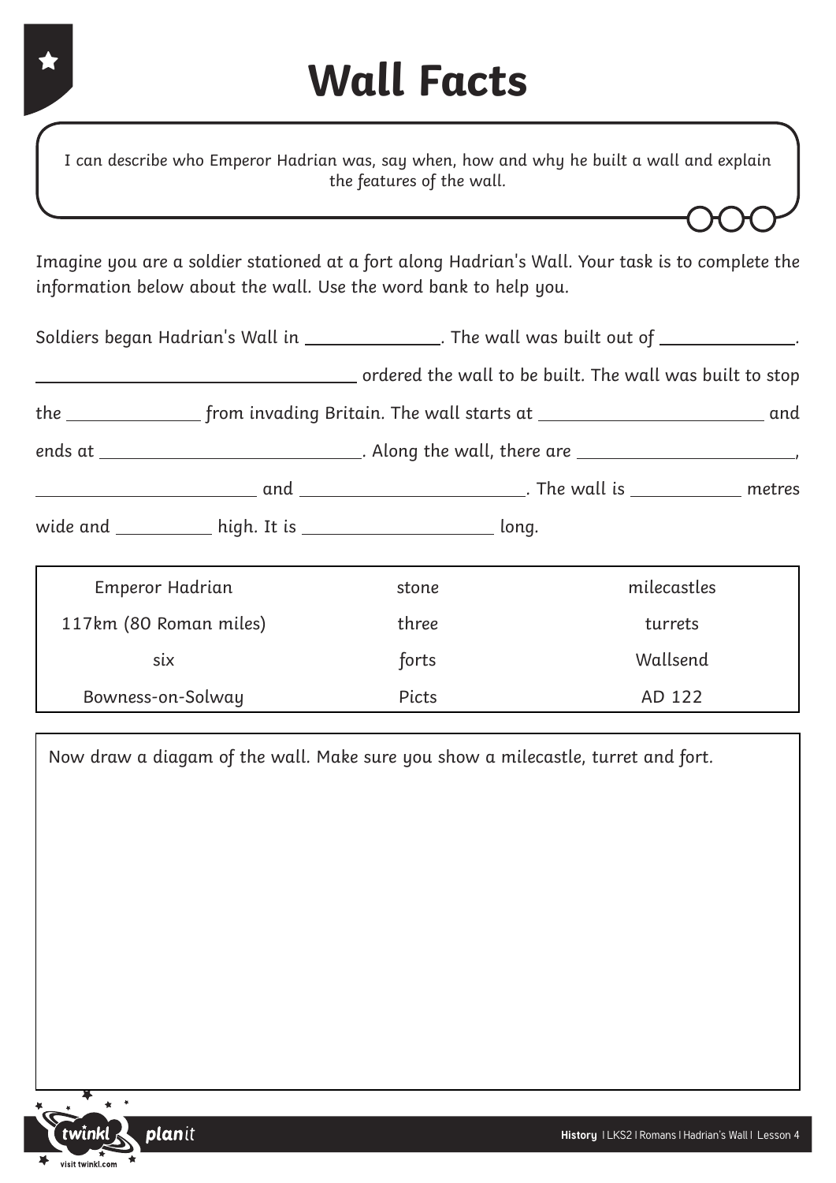# Wall Facts

I can describe who Emperor Hadrian was, say when, how and why he built a wall and explain the features of the wall.

Imagine you are a soldier stationed at a fort along Hadrian's Wall. Your task is to complete the information below about the wall. Use the word bank to help you.

Soldiers began Hadrian's Wall in ______________. The wall was built out of ______________.
________________________________ ordered the wall to be built. The wall was built to stop the ______________ from invading Britain. The wall starts at ______________________ and ends at __________________________. Along the wall, there are ______________________, ______________________ and ______________________. The wall is ____________ metres wide and __________ high. It is ____________________ long.

| Emperor Hadrian | stone | milecastles |
|---|---|---|
| 117km (80 Roman miles) | three | turrets |
| six | forts | Wallsend |
| Bowness-on-Solway | Picts | AD 122 |

Now draw a diagam of the wall. Make sure you show a milecastle, turret and fort.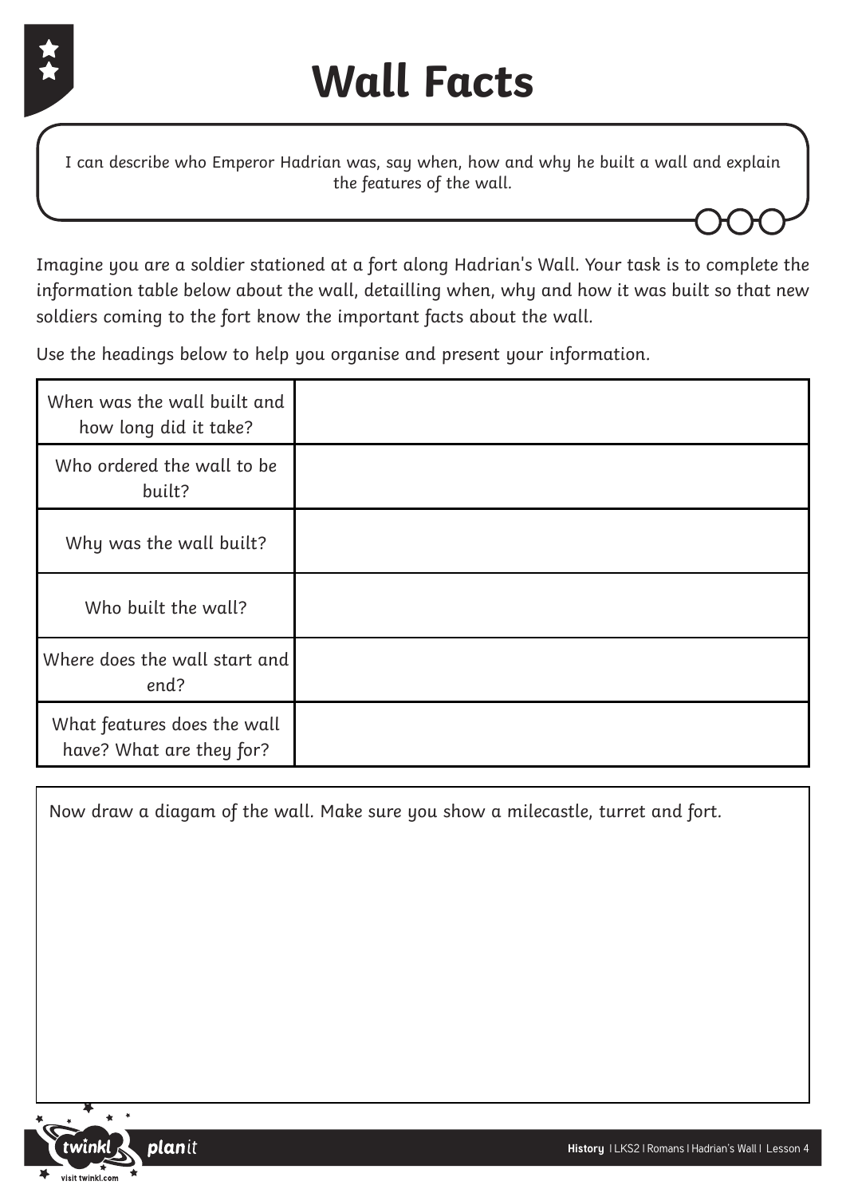# Wall Facts

I can describe who Emperor Hadrian was, say when, how and why he built a wall and explain the features of the wall.

Imagine you are a soldier stationed at a fort along Hadrian's Wall. Your task is to complete the information table below about the wall, detailling when, why and how it was built so that new soldiers coming to the fort know the important facts about the wall.

Use the headings below to help you organise and present your information.

| | |
|---|---|
| When was the wall built and how long did it take? | |
| Who ordered the wall to be built? | |
| Why was the wall built? | |
| Who built the wall? | |
| Where does the wall start and end? | |
| What features does the wall have? What are they for? | |

Now draw a diagam of the wall. Make sure you show a milecastle, turret and fort.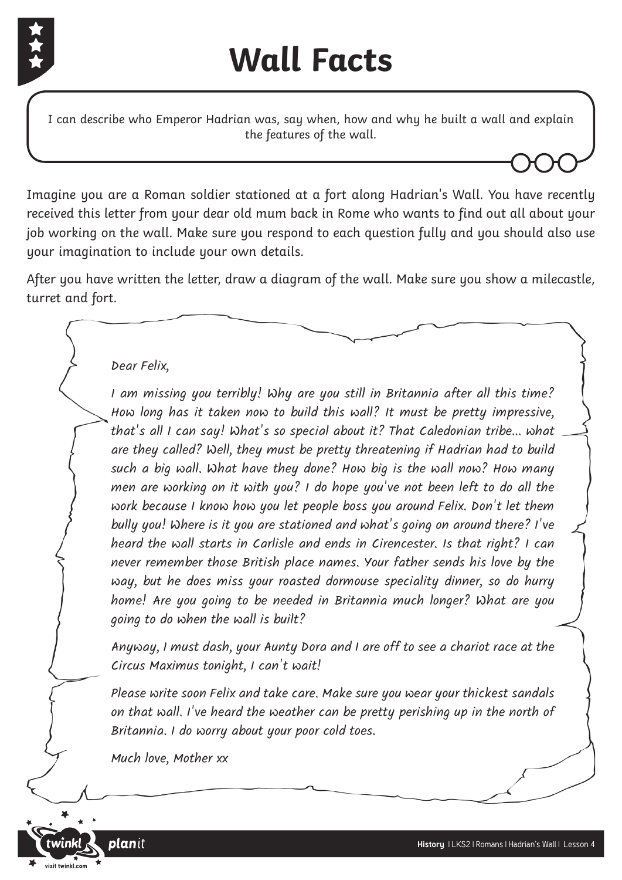# Wall Facts

I can describe who Emperor Hadrian was, say when, how and why he built a wall and explain the features of the wall.

Imagine you are a Roman soldier stationed at a fort along Hadrian's Wall. You have recently received this letter from your dear old mum back in Rome who wants to find out all about your job working on the wall. Make sure you respond to each question fully and you should also use your imagination to include your own details.

After you have written the letter, draw a diagram of the wall. Make sure you show a milecastle, turret and fort.

Dear Felix,

I am missing you terribly! Why are you still in Britannia after all this time? How long has it taken now to build this wall? It must be pretty impressive, that's all I can say! What's so special about it? That Caledonian tribe... what are they called? Well, they must be pretty threatening if Hadrian had to build such a big wall. What have they done? How big is the wall now? How many men are working on it with you? I do hope you've not been left to do all the work because I know how you let people boss you around Felix. Don't let them bully you! Where is it you are stationed and what's going on around there? I've heard the wall starts in Carlisle and ends in Cirencester. Is that right? I can never remember those British place names. Your father sends his love by the way, but he does miss your roasted dormouse speciality dinner, so do hurry home! Are you going to be needed in Britannia much longer? What are you going to do when the wall is built?

Anyway, I must dash, your Aunty Dora and I are off to see a chariot race at the Circus Maximus tonight, I can't wait!

Please write soon Felix and take care. Make sure you wear your thickest sandals on that wall. I've heard the weather can be pretty perishing up in the north of Britannia. I do worry about your poor cold toes.

Much love, Mother xx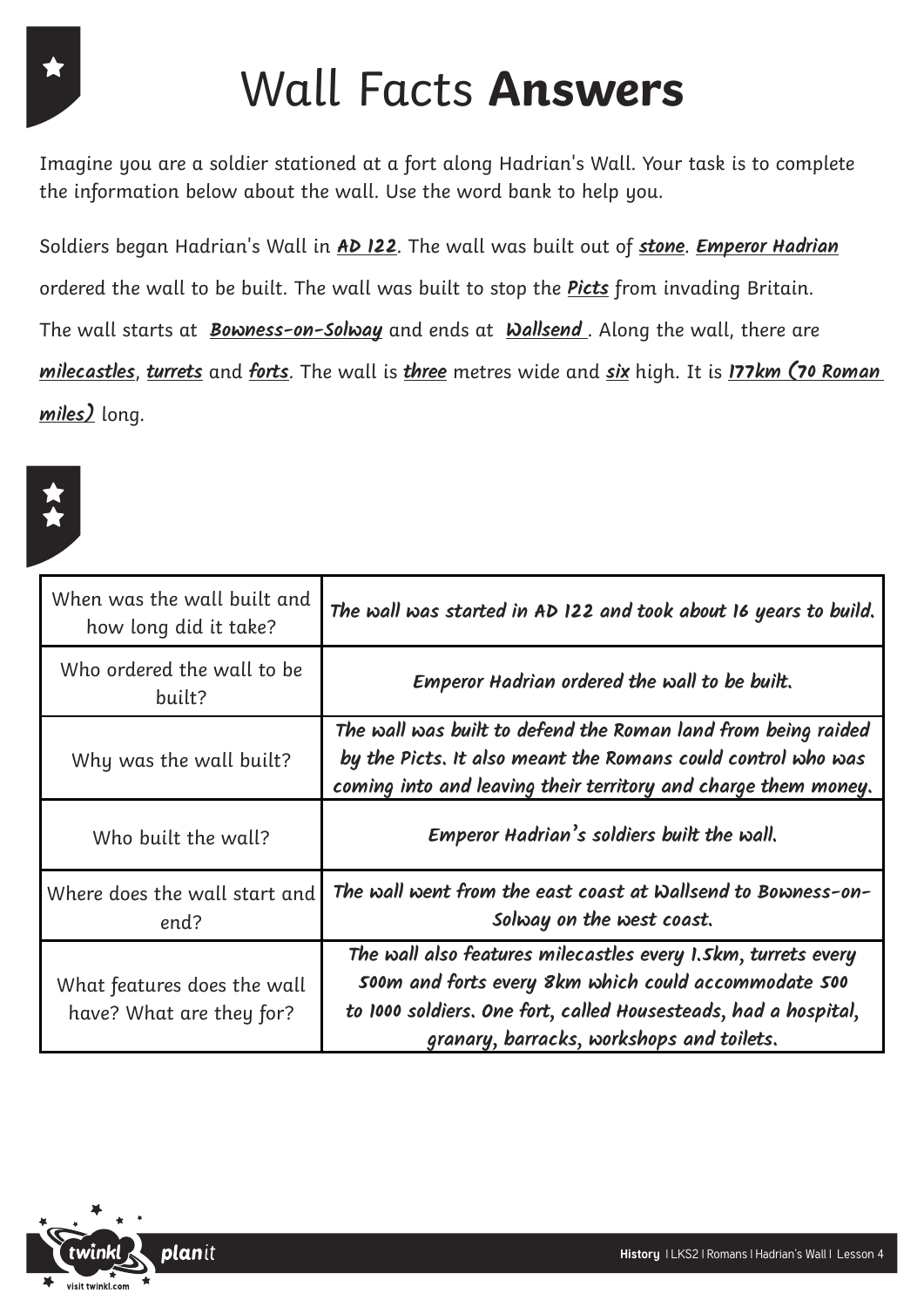# Wall Facts **Answers**

Imagine you are a soldier stationed at a fort along Hadrian's Wall. Your task is to complete the information below about the wall. Use the word bank to help you.

Soldiers began Hadrian's Wall in **AD 122**. The wall was built out of **stone**. **Emperor Hadrian** ordered the wall to be built. The wall was built to stop the **Picts** from invading Britain. The wall starts at **Bowness-on-Solway** and ends at **Wallsend**. Along the wall, there are **milecastles**, **turrets** and **forts**. The wall is **three** metres wide and **six** high. It is **177km (70 Roman miles)** long.

| | |
|---|---|
| When was the wall built and how long did it take? | The wall was started in AD 122 and took about 16 years to build. |
| Who ordered the wall to be built? | Emperor Hadrian ordered the wall to be built. |
| Why was the wall built? | The wall was built to defend the Roman land from being raided by the Picts. It also meant the Romans could control who was coming into and leaving their territory and charge them money. |
| Who built the wall? | Emperor Hadrian's soldiers built the wall. |
| Where does the wall start and end? | The wall went from the east coast at Wallsend to Bowness-on-Solway on the west coast. |
| What features does the wall have? What are they for? | The wall also features milecastles every 1.5km, turrets every 500m and forts every 8km which could accommodate 500 to 1000 soldiers. One fort, called Housesteads, had a hospital, granary, barracks, workshops and toilets. |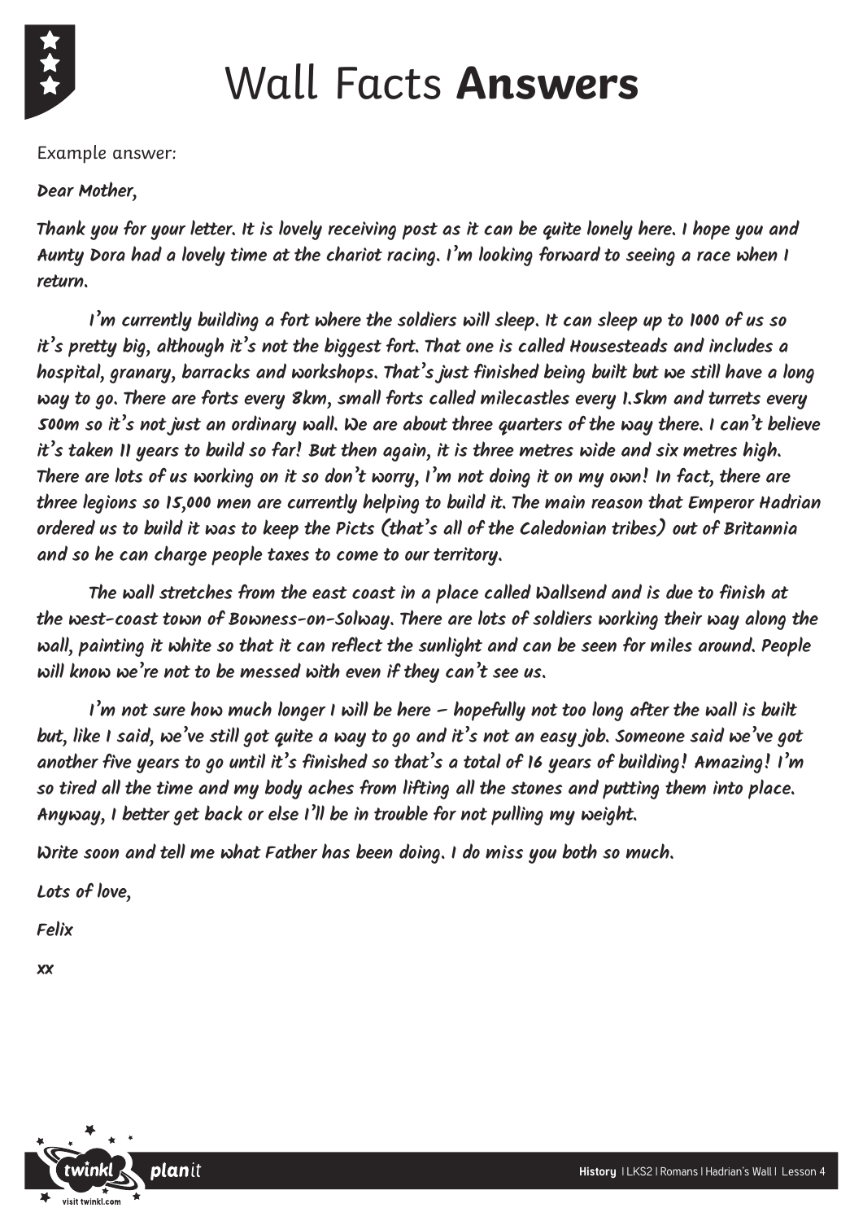# Wall Facts **Answers**

Example answer:

**Dear Mother,**

**Thank you for your letter. It is lovely receiving post as it can be quite lonely here. I hope you and Aunty Dora had a lovely time at the chariot racing. I'm looking forward to seeing a race when I return.**

**I'm currently building a fort where the soldiers will sleep. It can sleep up to 1000 of us so it's pretty big, although it's not the biggest fort. That one is called Housesteads and includes a hospital, granary, barracks and workshops. That's just finished being built but we still have a long way to go. There are forts every 8km, small forts called milecastles every 1.5km and turrets every 500m so it's not just an ordinary wall. We are about three quarters of the way there. I can't believe it's taken 11 years to build so far! But then again, it is three metres wide and six metres high. There are lots of us working on it so don't worry, I'm not doing it on my own! In fact, there are three legions so 15,000 men are currently helping to build it. The main reason that Emperor Hadrian ordered us to build it was to keep the Picts (that's all of the Caledonian tribes) out of Britannia and so he can charge people taxes to come to our territory.**

**The wall stretches from the east coast in a place called Wallsend and is due to finish at the west-coast town of Bowness-on-Solway. There are lots of soldiers working their way along the wall, painting it white so that it can reflect the sunlight and can be seen for miles around. People will know we're not to be messed with even if they can't see us.**

**I'm not sure how much longer I will be here – hopefully not too long after the wall is built but, like I said, we've still got quite a way to go and it's not an easy job. Someone said we've got another five years to go until it's finished so that's a total of 16 years of building! Amazing! I'm so tired all the time and my body aches from lifting all the stones and putting them into place. Anyway, I better get back or else I'll be in trouble for not pulling my weight.**

**Write soon and tell me what Father has been doing. I do miss you both so much.**

**Lots of love,**

**Felix**

**xx**